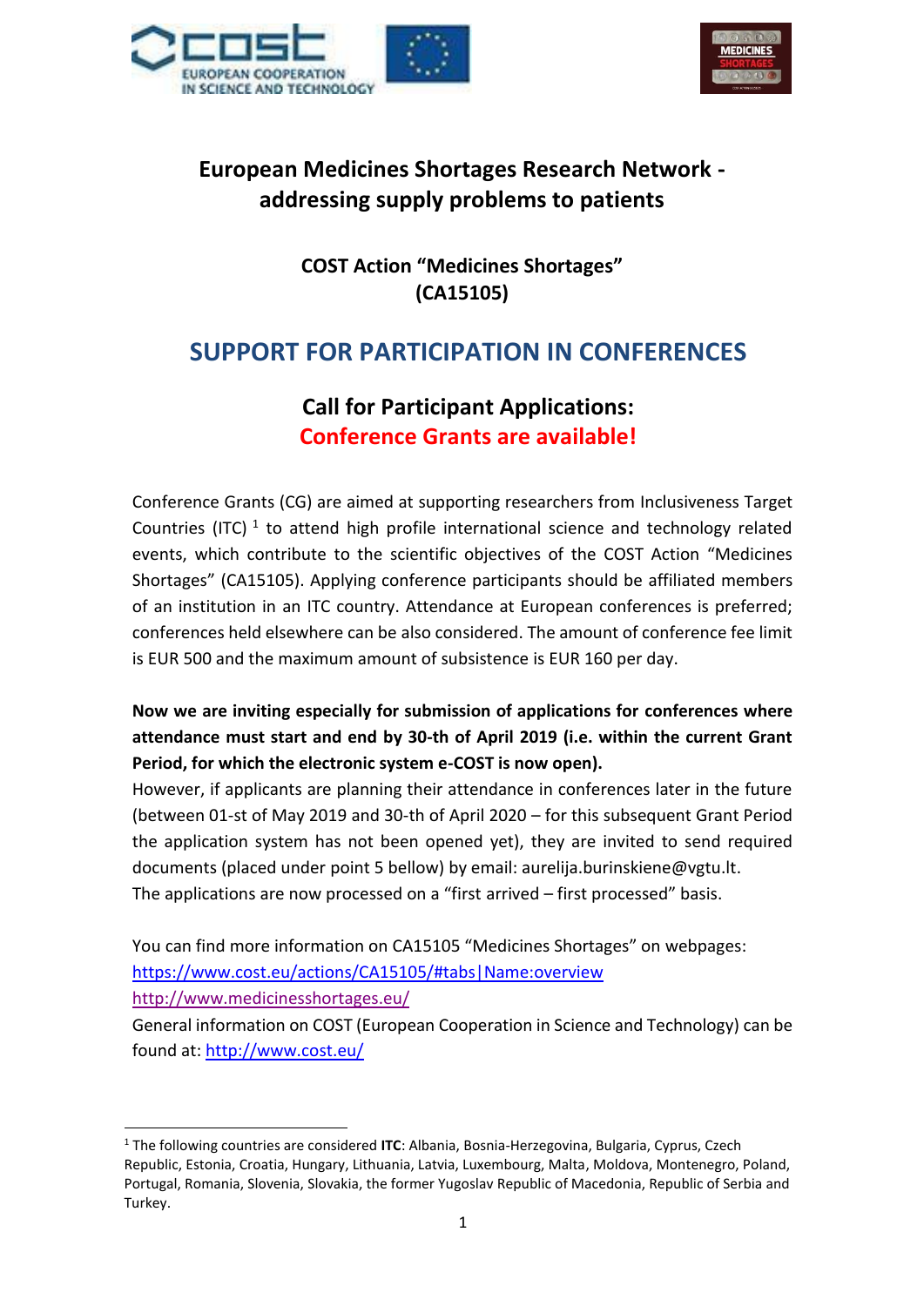# European Medicines Shortages Research Network - addressing supply problems to patients

## COST Action "Medicines Shortages" (CA15105)

## SUPPORT FOR PARTICIPATION IN CONFERENCES

### Call for Participant Applications:
### Conference Grants are available!

Conference Grants (CG) are aimed at supporting researchers from Inclusiveness Target Countries (ITC) [1] to attend high profile international science and technology related events, which contribute to the scientific objectives of the COST Action "Medicines Shortages" (CA15105). Applying conference participants should be affiliated members of an institution in an ITC country. Attendance at European conferences is preferred; conferences held elsewhere can be also considered. The amount of conference fee limit is EUR 500 and the maximum amount of subsistence is EUR 160 per day.

**Now we are inviting especially for submission of applications for conferences where attendance must start and end by 30-th of April 2019 (i.e. within the current Grant Period, for which the electronic system e-COST is now open).**

However, if applicants are planning their attendance in conferences later in the future (between 01-st of May 2019 and 30-th of April 2020 – for this subsequent Grant Period the application system has not been opened yet), they are invited to send required documents (placed under point 5 bellow) by email: aurelija.burinskiene@vgtu.lt.

The applications are now processed on a "first arrived – first processed" basis.

You can find more information on CA15105 "Medicines Shortages" on webpages:
https://www.cost.eu/actions/CA15105/#tabs|Name:overview
http://www.medicinesshortages.eu/

General information on COST (European Cooperation in Science and Technology) can be found at: http://www.cost.eu/

---

[1] The following countries are considered **ITC**: Albania, Bosnia-Herzegovina, Bulgaria, Cyprus, Czech Republic, Estonia, Croatia, Hungary, Lithuania, Latvia, Luxembourg, Malta, Moldova, Montenegro, Poland, Portugal, Romania, Slovenia, Slovakia, the former Yugoslav Republic of Macedonia, Republic of Serbia and Turkey.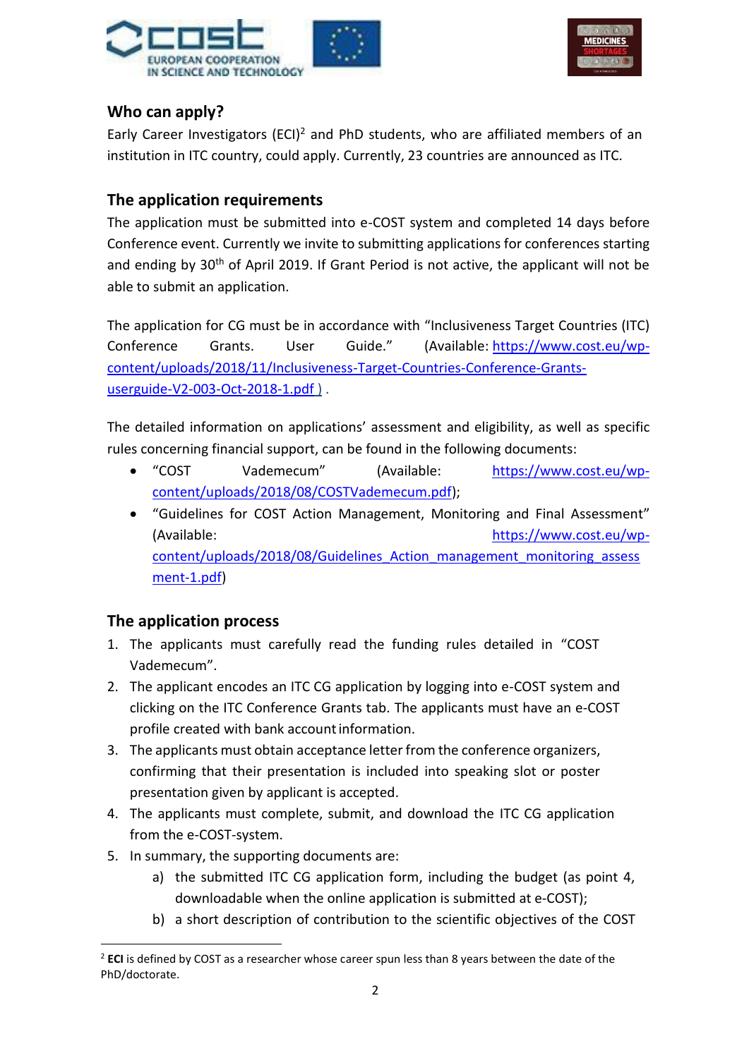## Who can apply?

Early Career Investigators (ECI)[2] and PhD students, who are affiliated members of an institution in ITC country, could apply. Currently, 23 countries are announced as ITC.

## The application requirements

The application must be submitted into e-COST system and completed 14 days before Conference event. Currently we invite to submitting applications for conferences starting and ending by 30th of April 2019. If Grant Period is not active, the applicant will not be able to submit an application.

The application for CG must be in accordance with "Inclusiveness Target Countries (ITC) Conference Grants. User Guide." (Available: https://www.cost.eu/wp-content/uploads/2018/11/Inclusiveness-Target-Countries-Conference-Grants-userguide-V2-003-Oct-2018-1.pdf ) .

The detailed information on applications' assessment and eligibility, as well as specific rules concerning financial support, can be found in the following documents:

- "COST Vademecum" (Available: https://www.cost.eu/wp-content/uploads/2018/08/COSTVademecum.pdf);
- "Guidelines for COST Action Management, Monitoring and Final Assessment" (Available: https://www.cost.eu/wp-content/uploads/2018/08/Guidelines_Action_management_monitoring_assessment-1.pdf)

## The application process

1. The applicants must carefully read the funding rules detailed in "COST Vademecum".
2. The applicant encodes an ITC CG application by logging into e-COST system and clicking on the ITC Conference Grants tab. The applicants must have an e-COST profile created with bank account information.
3. The applicants must obtain acceptance letter from the conference organizers, confirming that their presentation is included into speaking slot or poster presentation given by applicant is accepted.
4. The applicants must complete, submit, and download the ITC CG application from the e-COST-system.
5. In summary, the supporting documents are:
    a) the submitted ITC CG application form, including the budget (as point 4, downloadable when the online application is submitted at e-COST);
    b) a short description of contribution to the scientific objectives of the COST

[2] **ECI** is defined by COST as a researcher whose career spun less than 8 years between the date of the PhD/doctorate.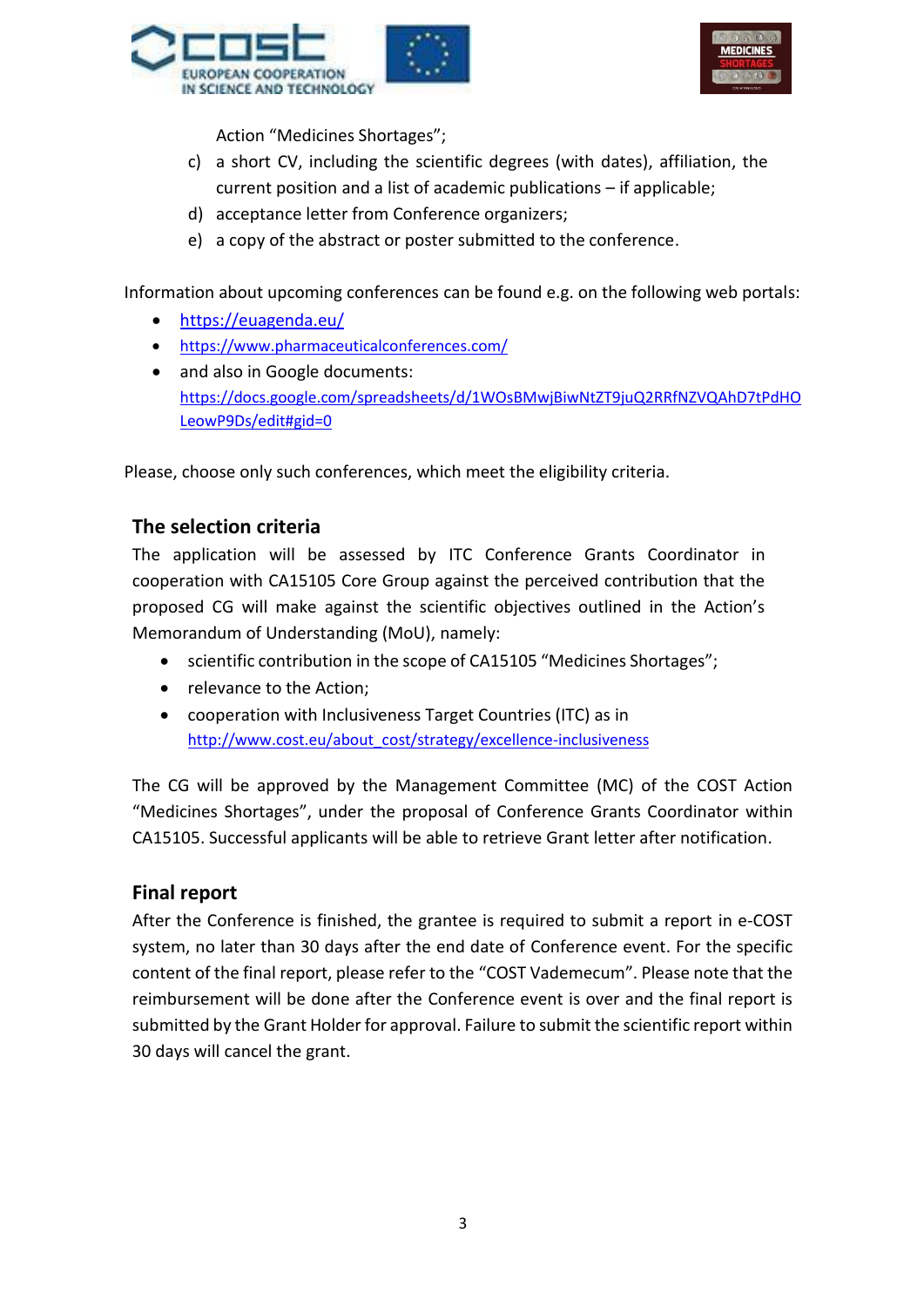Action “Medicines Shortages”;

c) a short CV, including the scientific degrees (with dates), affiliation, the current position and a list of academic publications – if applicable;
d) acceptance letter from Conference organizers;
e) a copy of the abstract or poster submitted to the conference.

Information about upcoming conferences can be found e.g. on the following web portals:

- https://euagenda.eu/
- https://www.pharmaceuticalconferences.com/
- and also in Google documents: https://docs.google.com/spreadsheets/d/1WOsBMwjBiwNtZT9juQ2RRfNZVQAhD7tPdHOLeowP9Ds/edit#gid=0

Please, choose only such conferences, which meet the eligibility criteria.

## The selection criteria

The application will be assessed by ITC Conference Grants Coordinator in cooperation with CA15105 Core Group against the perceived contribution that the proposed CG will make against the scientific objectives outlined in the Action’s Memorandum of Understanding (MoU), namely:

- scientific contribution in the scope of CA15105 “Medicines Shortages”;
- relevance to the Action;
- cooperation with Inclusiveness Target Countries (ITC) as in http://www.cost.eu/about_cost/strategy/excellence-inclusiveness

The CG will be approved by the Management Committee (MC) of the COST Action “Medicines Shortages”, under the proposal of Conference Grants Coordinator within CA15105. Successful applicants will be able to retrieve Grant letter after notification.

## Final report

After the Conference is finished, the grantee is required to submit a report in e-COST system, no later than 30 days after the end date of Conference event. For the specific content of the final report, please refer to the “COST Vademecum”. Please note that the reimbursement will be done after the Conference event is over and the final report is submitted by the Grant Holder for approval. Failure to submit the scientific report within 30 days will cancel the grant.